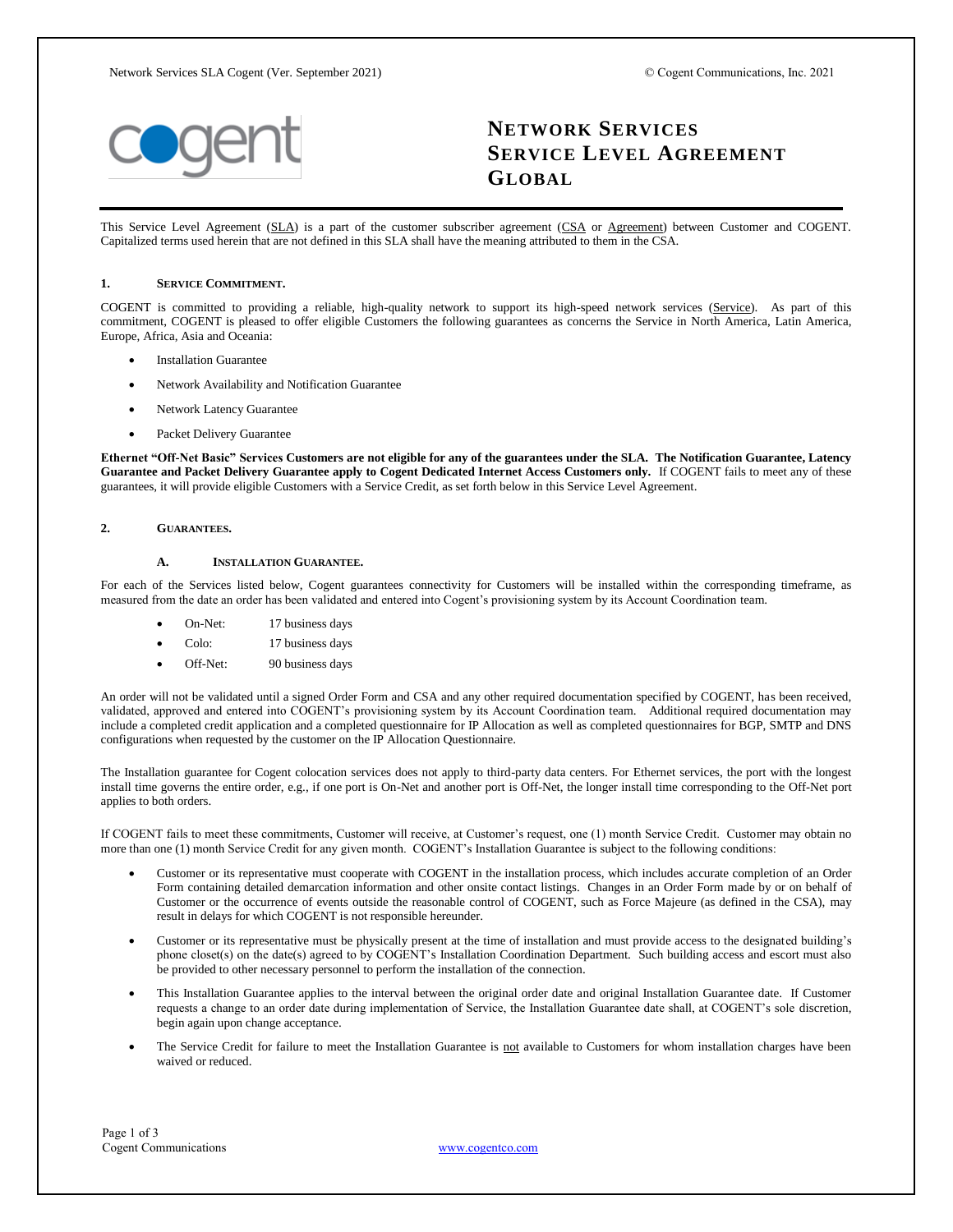# NETWORK SERVICES SERVICE LEVEL AGREEMENT GLOBAL

This Service Level Agreement (SLA) is a part of the customer subscriber agreement (CSA or Agreement) between Customer and COGENT. Capitalized terms used herein that are not defined in this SLA shall have the meaning attributed to them in the CSA.

## 1. SERVICE COMMITMENT.

COGENT is committed to providing a reliable, high-quality network to support its high-speed network services (Service). As part of this commitment, COGENT is pleased to offer eligible Customers the following guarantees as concerns the Service in North America, Latin America, Europe, Africa, Asia and Oceania:

- Installation Guarantee
- Network Availability and Notification Guarantee
- Network Latency Guarantee
- Packet Delivery Guarantee

**Ethernet "Off-Net Basic" Services Customers are not eligible for any of the guarantees under the SLA. The Notification Guarantee, Latency Guarantee and Packet Delivery Guarantee apply to Cogent Dedicated Internet Access Customers only.** If COGENT fails to meet any of these guarantees, it will provide eligible Customers with a Service Credit, as set forth below in this Service Level Agreement.

## 2. GUARANTEES.

### A. INSTALLATION GUARANTEE.

For each of the Services listed below, Cogent guarantees connectivity for Customers will be installed within the corresponding timeframe, as measured from the date an order has been validated and entered into Cogent's provisioning system by its Account Coordination team.

- On-Net: 17 business days
- Colo: 17 business days
- Off-Net: 90 business days

An order will not be validated until a signed Order Form and CSA and any other required documentation specified by COGENT, has been received, validated, approved and entered into COGENT's provisioning system by its Account Coordination team. Additional required documentation may include a completed credit application and a completed questionnaire for IP Allocation as well as completed questionnaires for BGP, SMTP and DNS configurations when requested by the customer on the IP Allocation Questionnaire.

The Installation guarantee for Cogent colocation services does not apply to third-party data centers. For Ethernet services, the port with the longest install time governs the entire order, e.g., if one port is On-Net and another port is Off-Net, the longer install time corresponding to the Off-Net port applies to both orders.

If COGENT fails to meet these commitments, Customer will receive, at Customer's request, one (1) month Service Credit. Customer may obtain no more than one (1) month Service Credit for any given month. COGENT's Installation Guarantee is subject to the following conditions:

- Customer or its representative must cooperate with COGENT in the installation process, which includes accurate completion of an Order Form containing detailed demarcation information and other onsite contact listings. Changes in an Order Form made by or on behalf of Customer or the occurrence of events outside the reasonable control of COGENT, such as Force Majeure (as defined in the CSA), may result in delays for which COGENT is not responsible hereunder.
- Customer or its representative must be physically present at the time of installation and must provide access to the designated building's phone closet(s) on the date(s) agreed to by COGENT's Installation Coordination Department. Such building access and escort must also be provided to other necessary personnel to perform the installation of the connection.
- This Installation Guarantee applies to the interval between the original order date and original Installation Guarantee date. If Customer requests a change to an order date during implementation of Service, the Installation Guarantee date shall, at COGENT's sole discretion, begin again upon change acceptance.
- The Service Credit for failure to meet the Installation Guarantee is not available to Customers for whom installation charges have been waived or reduced.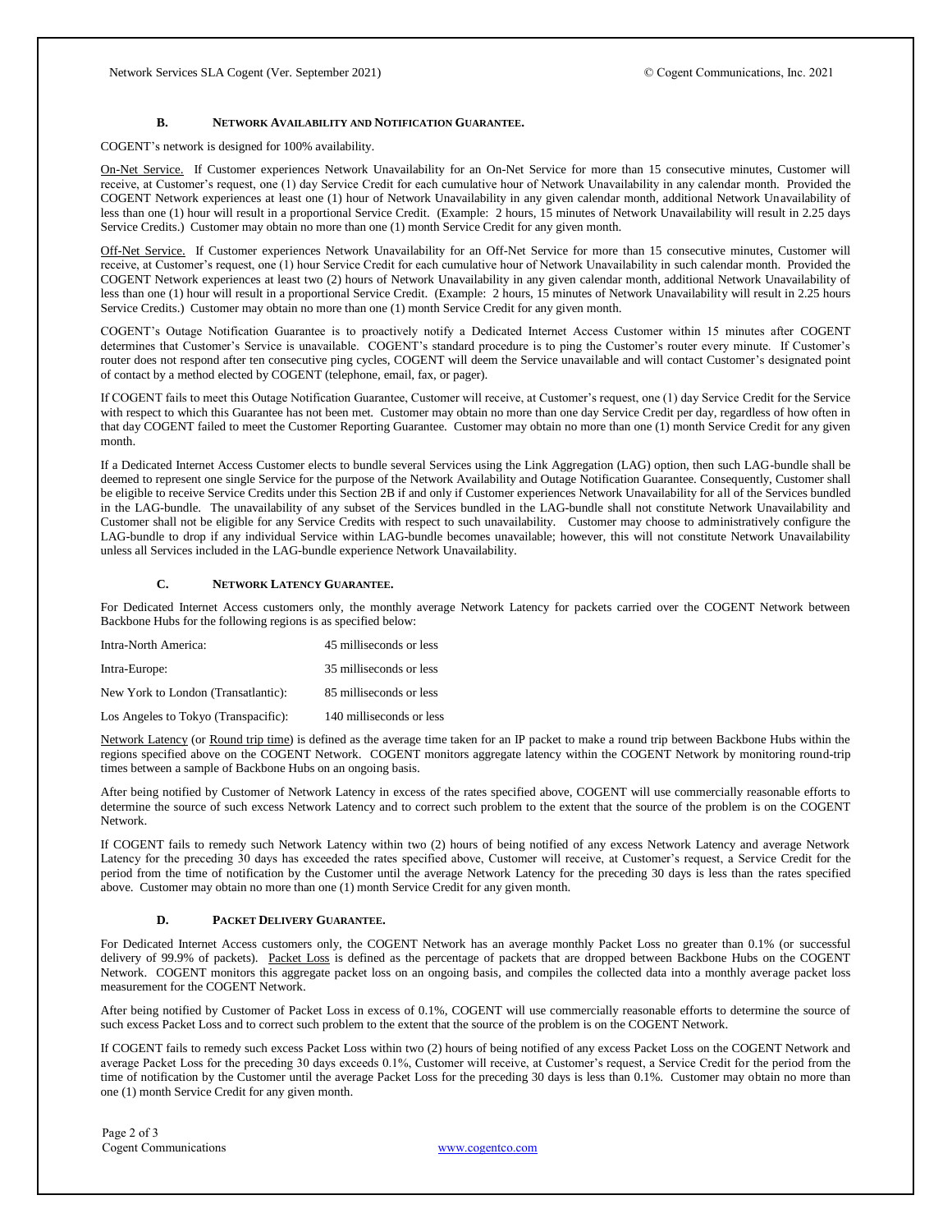### B. Network Availability and Notification Guarantee.

COGENT's network is designed for 100% availability.

On-Net Service. If Customer experiences Network Unavailability for an On-Net Service for more than 15 consecutive minutes, Customer will receive, at Customer's request, one (1) day Service Credit for each cumulative hour of Network Unavailability in any calendar month. Provided the COGENT Network experiences at least one (1) hour of Network Unavailability in any given calendar month, additional Network Unavailability of less than one (1) hour will result in a proportional Service Credit. (Example: 2 hours, 15 minutes of Network Unavailability will result in 2.25 days Service Credits.) Customer may obtain no more than one (1) month Service Credit for any given month.

Off-Net Service. If Customer experiences Network Unavailability for an Off-Net Service for more than 15 consecutive minutes, Customer will receive, at Customer's request, one (1) hour Service Credit for each cumulative hour of Network Unavailability in such calendar month. Provided the COGENT Network experiences at least two (2) hours of Network Unavailability in any given calendar month, additional Network Unavailability of less than one (1) hour will result in a proportional Service Credit. (Example: 2 hours, 15 minutes of Network Unavailability will result in 2.25 hours Service Credits.) Customer may obtain no more than one (1) month Service Credit for any given month.

COGENT's Outage Notification Guarantee is to proactively notify a Dedicated Internet Access Customer within 15 minutes after COGENT determines that Customer's Service is unavailable. COGENT's standard procedure is to ping the Customer's router every minute. If Customer's router does not respond after ten consecutive ping cycles, COGENT will deem the Service unavailable and will contact Customer's designated point of contact by a method elected by COGENT (telephone, email, fax, or pager).

If COGENT fails to meet this Outage Notification Guarantee, Customer will receive, at Customer's request, one (1) day Service Credit for the Service with respect to which this Guarantee has not been met. Customer may obtain no more than one day Service Credit per day, regardless of how often in that day COGENT failed to meet the Customer Reporting Guarantee. Customer may obtain no more than one (1) month Service Credit for any given month.

If a Dedicated Internet Access Customer elects to bundle several Services using the Link Aggregation (LAG) option, then such LAG-bundle shall be deemed to represent one single Service for the purpose of the Network Availability and Outage Notification Guarantee. Consequently, Customer shall be eligible to receive Service Credits under this Section 2B if and only if Customer experiences Network Unavailability for all of the Services bundled in the LAG-bundle. The unavailability of any subset of the Services bundled in the LAG-bundle shall not constitute Network Unavailability and Customer shall not be eligible for any Service Credits with respect to such unavailability. Customer may choose to administratively configure the LAG-bundle to drop if any individual Service within LAG-bundle becomes unavailable; however, this will not constitute Network Unavailability unless all Services included in the LAG-bundle experience Network Unavailability.

### C. Network Latency Guarantee.

For Dedicated Internet Access customers only, the monthly average Network Latency for packets carried over the COGENT Network between Backbone Hubs for the following regions is as specified below:

| Region | Latency |
|---|---|
| Intra-North America: | 45 milliseconds or less |
| Intra-Europe: | 35 milliseconds or less |
| New York to London (Transatlantic): | 85 milliseconds or less |
| Los Angeles to Tokyo (Transpacific): | 140 milliseconds or less |

Network Latency (or Round trip time) is defined as the average time taken for an IP packet to make a round trip between Backbone Hubs within the regions specified above on the COGENT Network. COGENT monitors aggregate latency within the COGENT Network by monitoring round-trip times between a sample of Backbone Hubs on an ongoing basis.

After being notified by Customer of Network Latency in excess of the rates specified above, COGENT will use commercially reasonable efforts to determine the source of such excess Network Latency and to correct such problem to the extent that the source of the problem is on the COGENT Network.

If COGENT fails to remedy such Network Latency within two (2) hours of being notified of any excess Network Latency and average Network Latency for the preceding 30 days has exceeded the rates specified above, Customer will receive, at Customer's request, a Service Credit for the period from the time of notification by the Customer until the average Network Latency for the preceding 30 days is less than the rates specified above. Customer may obtain no more than one (1) month Service Credit for any given month.

### D. Packet Delivery Guarantee.

For Dedicated Internet Access customers only, the COGENT Network has an average monthly Packet Loss no greater than 0.1% (or successful delivery of 99.9% of packets). Packet Loss is defined as the percentage of packets that are dropped between Backbone Hubs on the COGENT Network. COGENT monitors this aggregate packet loss on an ongoing basis, and compiles the collected data into a monthly average packet loss measurement for the COGENT Network.

After being notified by Customer of Packet Loss in excess of 0.1%, COGENT will use commercially reasonable efforts to determine the source of such excess Packet Loss and to correct such problem to the extent that the source of the problem is on the COGENT Network.

If COGENT fails to remedy such excess Packet Loss within two (2) hours of being notified of any excess Packet Loss on the COGENT Network and average Packet Loss for the preceding 30 days exceeds 0.1%, Customer will receive, at Customer's request, a Service Credit for the period from the time of notification by the Customer until the average Packet Loss for the preceding 30 days is less than 0.1%. Customer may obtain no more than one (1) month Service Credit for any given month.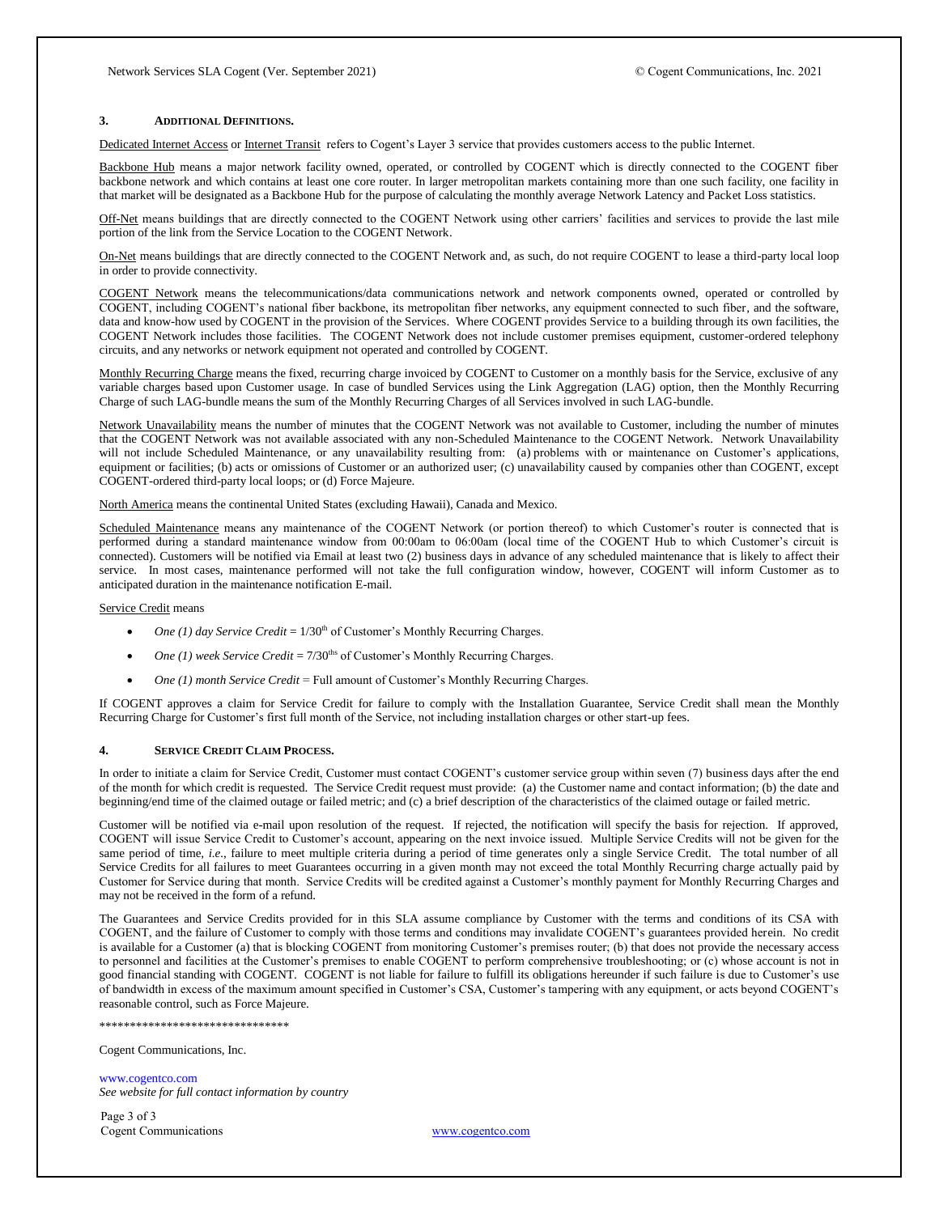## 3. Additional Definitions.

Dedicated Internet Access or Internet Transit refers to Cogent's Layer 3 service that provides customers access to the public Internet.

Backbone Hub means a major network facility owned, operated, or controlled by COGENT which is directly connected to the COGENT fiber backbone network and which contains at least one core router. In larger metropolitan markets containing more than one such facility, one facility in that market will be designated as a Backbone Hub for the purpose of calculating the monthly average Network Latency and Packet Loss statistics.

Off-Net means buildings that are directly connected to the COGENT Network using other carriers' facilities and services to provide the last mile portion of the link from the Service Location to the COGENT Network.

On-Net means buildings that are directly connected to the COGENT Network and, as such, do not require COGENT to lease a third-party local loop in order to provide connectivity.

COGENT Network means the telecommunications/data communications network and network components owned, operated or controlled by COGENT, including COGENT's national fiber backbone, its metropolitan fiber networks, any equipment connected to such fiber, and the software, data and know-how used by COGENT in the provision of the Services. Where COGENT provides Service to a building through its own facilities, the COGENT Network includes those facilities. The COGENT Network does not include customer premises equipment, customer-ordered telephony circuits, and any networks or network equipment not operated and controlled by COGENT.

Monthly Recurring Charge means the fixed, recurring charge invoiced by COGENT to Customer on a monthly basis for the Service, exclusive of any variable charges based upon Customer usage. In case of bundled Services using the Link Aggregation (LAG) option, then the Monthly Recurring Charge of such LAG-bundle means the sum of the Monthly Recurring Charges of all Services involved in such LAG-bundle.

Network Unavailability means the number of minutes that the COGENT Network was not available to Customer, including the number of minutes that the COGENT Network was not available associated with any non-Scheduled Maintenance to the COGENT Network. Network Unavailability will not include Scheduled Maintenance, or any unavailability resulting from: (a) problems with or maintenance on Customer's applications, equipment or facilities; (b) acts or omissions of Customer or an authorized user; (c) unavailability caused by companies other than COGENT, except COGENT-ordered third-party local loops; or (d) Force Majeure.

North America means the continental United States (excluding Hawaii), Canada and Mexico.

Scheduled Maintenance means any maintenance of the COGENT Network (or portion thereof) to which Customer's router is connected that is performed during a standard maintenance window from 00:00am to 06:00am (local time of the COGENT Hub to which Customer's circuit is connected). Customers will be notified via Email at least two (2) business days in advance of any scheduled maintenance that is likely to affect their service. In most cases, maintenance performed will not take the full configuration window, however, COGENT will inform Customer as to anticipated duration in the maintenance notification E-mail.

Service Credit means

- *One (1) day Service Credit* = 1/30th of Customer's Monthly Recurring Charges.
- *One (1) week Service Credit* = 7/30ths of Customer's Monthly Recurring Charges.
- *One (1) month Service Credit* = Full amount of Customer's Monthly Recurring Charges.

If COGENT approves a claim for Service Credit for failure to comply with the Installation Guarantee, Service Credit shall mean the Monthly Recurring Charge for Customer's first full month of the Service, not including installation charges or other start-up fees.

## 4. Service Credit Claim Process.

In order to initiate a claim for Service Credit, Customer must contact COGENT's customer service group within seven (7) business days after the end of the month for which credit is requested. The Service Credit request must provide: (a) the Customer name and contact information; (b) the date and beginning/end time of the claimed outage or failed metric; and (c) a brief description of the characteristics of the claimed outage or failed metric.

Customer will be notified via e-mail upon resolution of the request. If rejected, the notification will specify the basis for rejection. If approved, COGENT will issue Service Credit to Customer's account, appearing on the next invoice issued. Multiple Service Credits will not be given for the same period of time, *i.e.*, failure to meet multiple criteria during a period of time generates only a single Service Credit. The total number of all Service Credits for all failures to meet Guarantees occurring in a given month may not exceed the total Monthly Recurring charge actually paid by Customer for Service during that month. Service Credits will be credited against a Customer's monthly payment for Monthly Recurring Charges and may not be received in the form of a refund.

The Guarantees and Service Credits provided for in this SLA assume compliance by Customer with the terms and conditions of its CSA with COGENT, and the failure of Customer to comply with those terms and conditions may invalidate COGENT's guarantees provided herein. No credit is available for a Customer (a) that is blocking COGENT from monitoring Customer's premises router; (b) that does not provide the necessary access to personnel and facilities at the Customer's premises to enable COGENT to perform comprehensive troubleshooting; or (c) whose account is not in good financial standing with COGENT. COGENT is not liable for failure to fulfill its obligations hereunder if such failure is due to Customer's use of bandwidth in excess of the maximum amount specified in Customer's CSA, Customer's tampering with any equipment, or acts beyond COGENT's reasonable control, such as Force Majeure.

*******************************

Cogent Communications, Inc.

www.cogentco.com
*See website for full contact information by country*